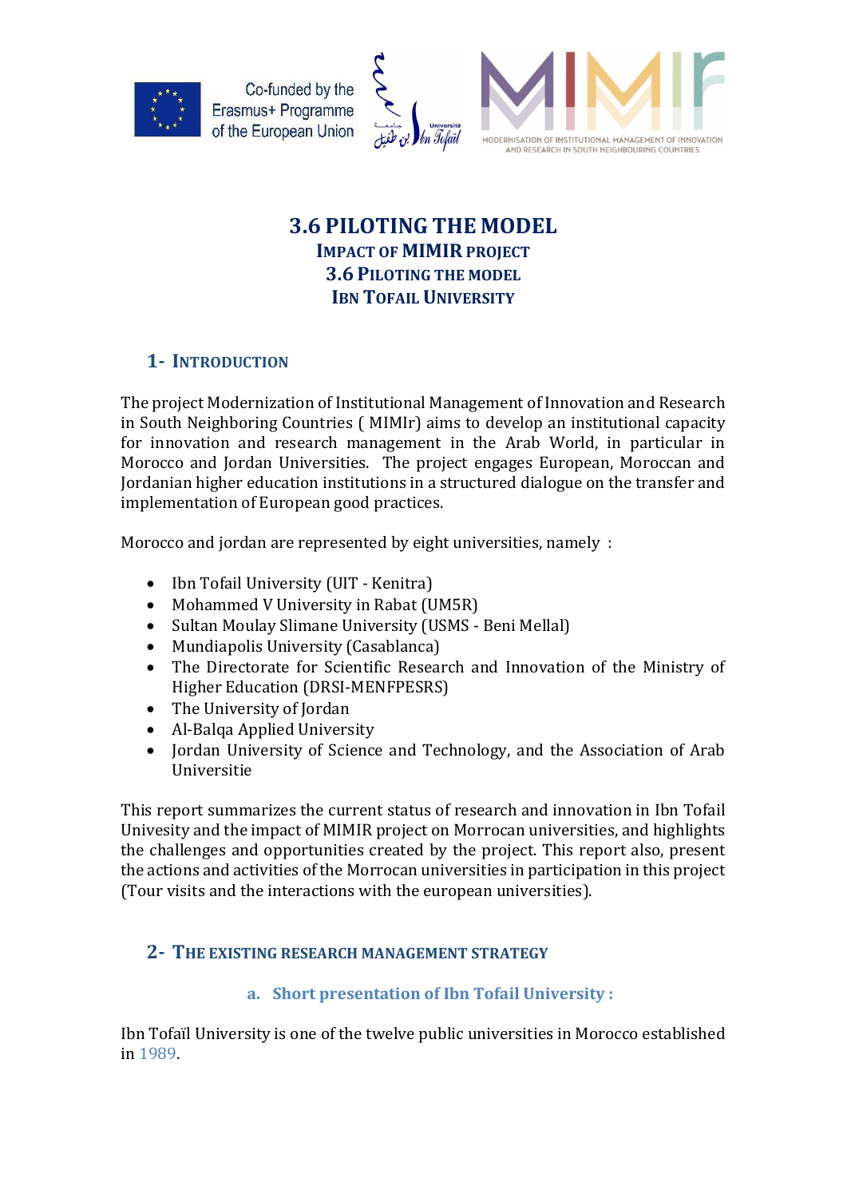# 3.6 PILOTING THE MODEL

## IMPACT OF MIMIR PROJECT

## 3.6 PILOTING THE MODEL

## IBN TOFAIL UNIVERSITY

## 1- INTRODUCTION

The project Modernization of Institutional Management of Innovation and Research in South Neighboring Countries ( MIMIr) aims to develop an institutional capacity for innovation and research management in the Arab World, in particular in Morocco and Jordan Universities. The project engages European, Moroccan and Jordanian higher education institutions in a structured dialogue on the transfer and implementation of European good practices.

Morocco and jordan are represented by eight universities, namely :

- Ibn Tofail University (UIT - Kenitra)
- Mohammed V University in Rabat (UM5R)
- Sultan Moulay Slimane University (USMS - Beni Mellal)
- Mundiapolis University (Casablanca)
- The Directorate for Scientific Research and Innovation of the Ministry of Higher Education (DRSI-MENFPESRS)
- The University of Jordan
- Al-Balqa Applied University
- Jordan University of Science and Technology, and the Association of Arab Universitie

This report summarizes the current status of research and innovation in Ibn Tofail Univesity and the impact of MIMIR project on Morrocan universities, and highlights the challenges and opportunities created by the project. This report also, present the actions and activities of the Morrocan universities in participation in this project (Tour visits and the interactions with the european universities).

## 2- THE EXISTING RESEARCH MANAGEMENT STRATEGY

### a. Short presentation of Ibn Tofail University :

Ibn Tofaïl University is one of the twelve public universities in Morocco established in 1989.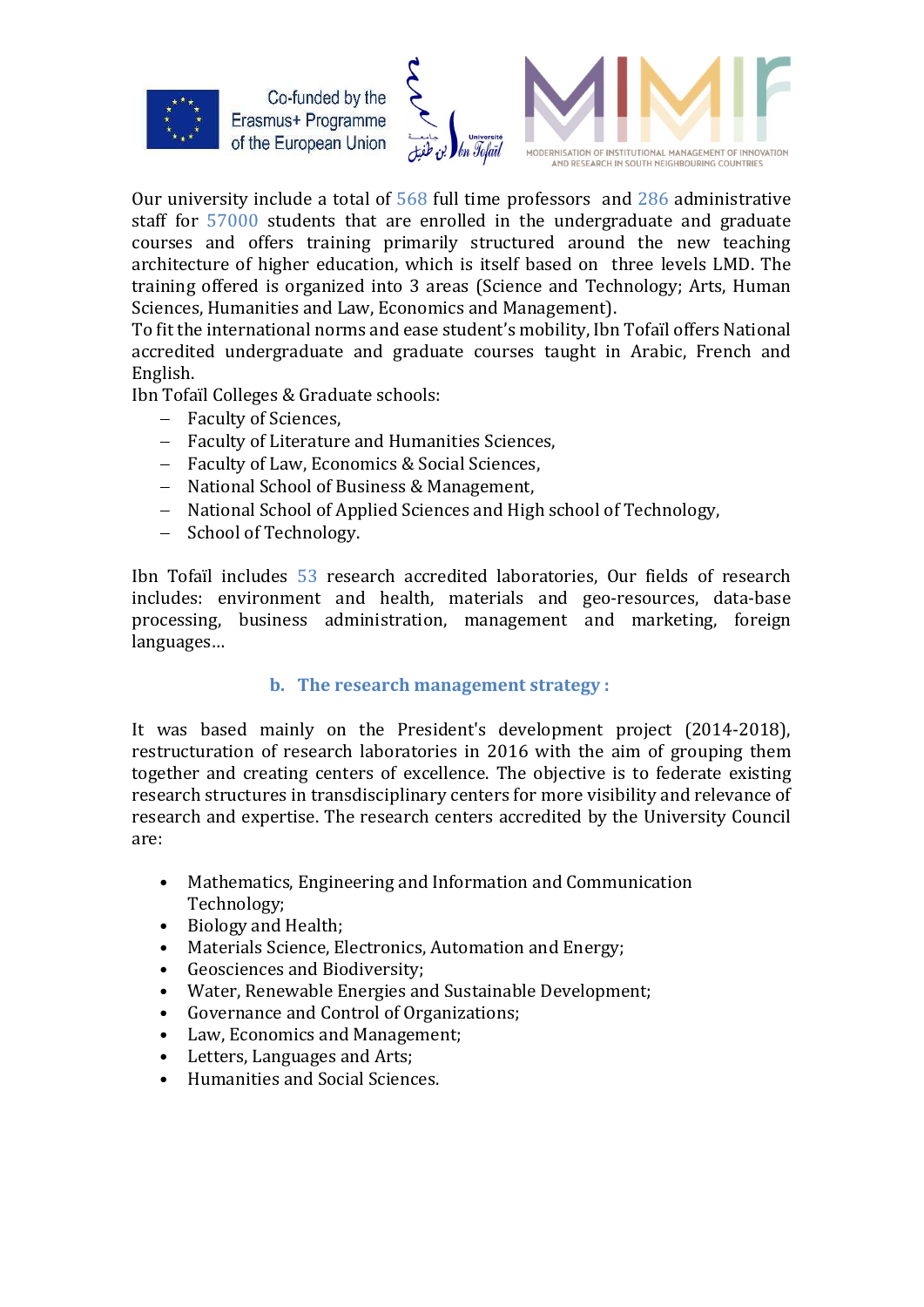Our university include a total of 568 full time professors and 286 administrative staff for 57000 students that are enrolled in the undergraduate and graduate courses and offers training primarily structured around the new teaching architecture of higher education, which is itself based on three levels LMD. The training offered is organized into 3 areas (Science and Technology; Arts, Human Sciences, Humanities and Law, Economics and Management).

To fit the international norms and ease student's mobility, Ibn Tofaïl offers National accredited undergraduate and graduate courses taught in Arabic, French and English.

Ibn Tofaïl Colleges & Graduate schools:

- Faculty of Sciences,
- Faculty of Literature and Humanities Sciences,
- Faculty of Law, Economics & Social Sciences,
- National School of Business & Management,
- National School of Applied Sciences and High school of Technology,
- School of Technology.

Ibn Tofaïl includes 53 research accredited laboratories, Our fields of research includes: environment and health, materials and geo-resources, data-base processing, business administration, management and marketing, foreign languages…

### b. The research management strategy :

It was based mainly on the President's development project (2014-2018), restructuration of research laboratories in 2016 with the aim of grouping them together and creating centers of excellence. The objective is to federate existing research structures in transdisciplinary centers for more visibility and relevance of research and expertise. The research centers accredited by the University Council are:

- Mathematics, Engineering and Information and Communication Technology;
- Biology and Health;
- Materials Science, Electronics, Automation and Energy;
- Geosciences and Biodiversity;
- Water, Renewable Energies and Sustainable Development;
- Governance and Control of Organizations;
- Law, Economics and Management;
- Letters, Languages and Arts;
- Humanities and Social Sciences.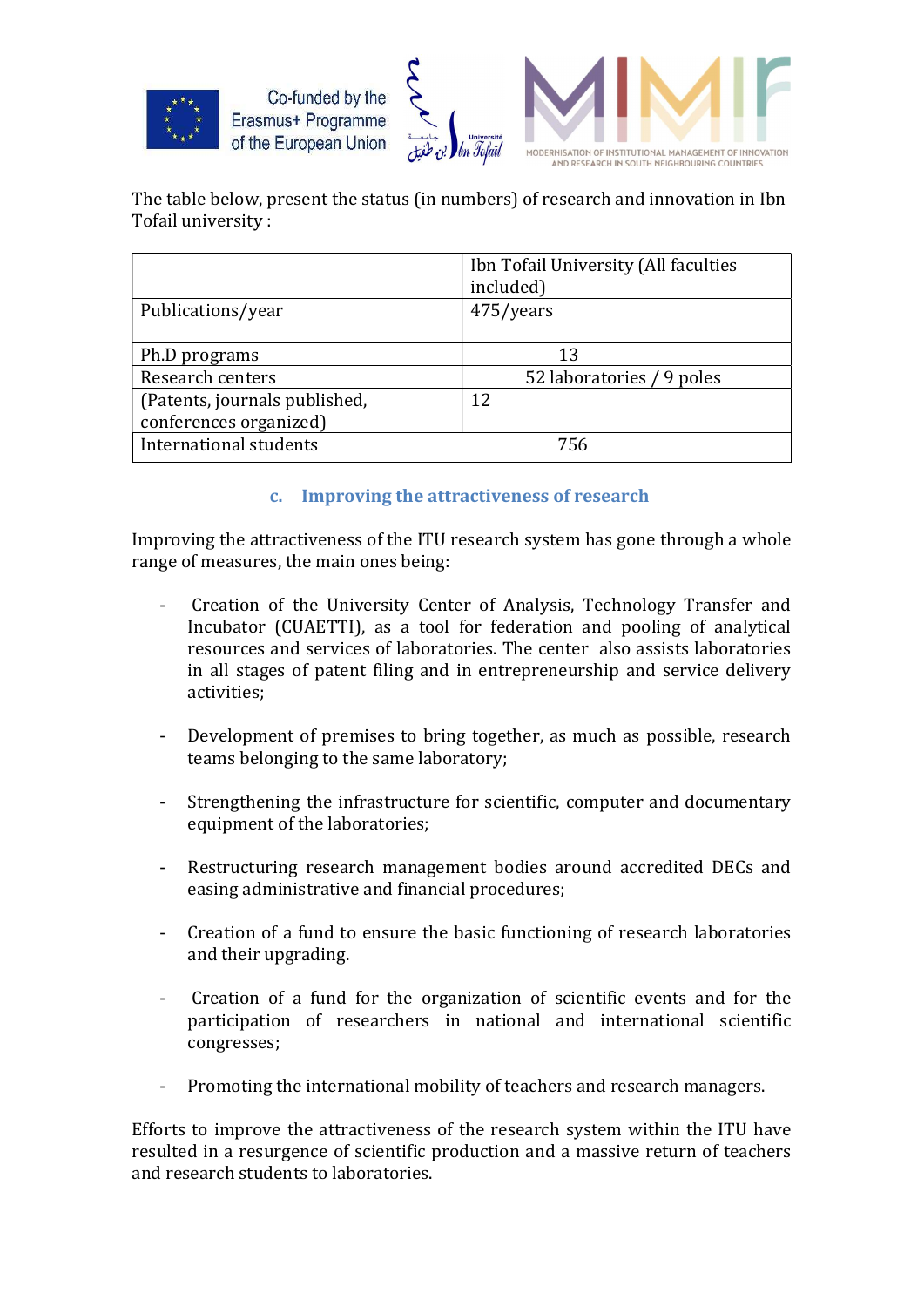The table below, present the status (in numbers) of research and innovation in Ibn Tofail university :

| | Ibn Tofail University (All faculties included) |
|---|---|
| Publications/year | 475/years |
| Ph.D programs | 13 |
| Research centers | 52 laboratories / 9 poles |
| (Patents, journals published, conferences organized) | 12 |
| International students | 756 |

### c. Improving the attractiveness of research

Improving the attractiveness of the ITU research system has gone through a whole range of measures, the main ones being:

- Creation of the University Center of Analysis, Technology Transfer and Incubator (CUAETTI), as a tool for federation and pooling of analytical resources and services of laboratories. The center also assists laboratories in all stages of patent filing and in entrepreneurship and service delivery activities;

- Development of premises to bring together, as much as possible, research teams belonging to the same laboratory;

- Strengthening the infrastructure for scientific, computer and documentary equipment of the laboratories;

- Restructuring research management bodies around accredited DECs and easing administrative and financial procedures;

- Creation of a fund to ensure the basic functioning of research laboratories and their upgrading.

- Creation of a fund for the organization of scientific events and for the participation of researchers in national and international scientific congresses;

- Promoting the international mobility of teachers and research managers.

Efforts to improve the attractiveness of the research system within the ITU have resulted in a resurgence of scientific production and a massive return of teachers and research students to laboratories.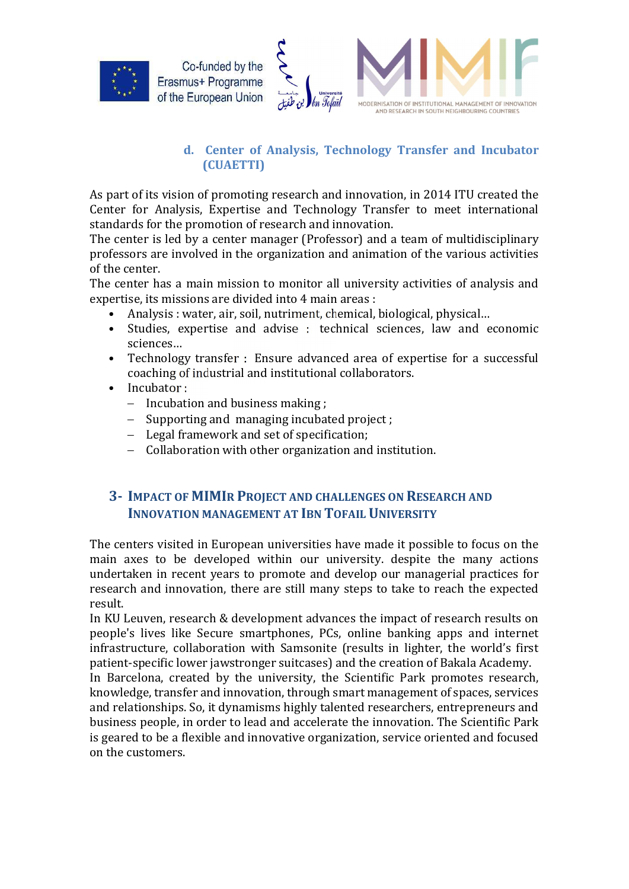### d. Center of Analysis, Technology Transfer and Incubator (CUAETTI)

As part of its vision of promoting research and innovation, in 2014 ITU created the Center for Analysis, Expertise and Technology Transfer to meet international standards for the promotion of research and innovation.
The center is led by a center manager (Professor) and a team of multidisciplinary professors are involved in the organization and animation of the various activities of the center.
The center has a main mission to monitor all university activities of analysis and expertise, its missions are divided into 4 main areas :

- Analysis : water, air, soil, nutriment, chemical, biological, physical…
- Studies, expertise and advise : technical sciences, law and economic sciences…
- Technology transfer : Ensure advanced area of expertise for a successful coaching of industrial and institutional collaborators.
- Incubator :
  - Incubation and business making ;
  - Supporting and managing incubated project ;
  - Legal framework and set of specification;
  - Collaboration with other organization and institution.

## 3- Impact of MIMIr Project and Challenges on Research and Innovation Management at Ibn Tofail University

The centers visited in European universities have made it possible to focus on the main axes to be developed within our university. despite the many actions undertaken in recent years to promote and develop our managerial practices for research and innovation, there are still many steps to take to reach the expected result.
In KU Leuven, research & development advances the impact of research results on people's lives like Secure smartphones, PCs, online banking apps and internet infrastructure, collaboration with Samsonite (results in lighter, the world's first patient-specific lower jawstronger suitcases) and the creation of Bakala Academy.
In Barcelona, created by the university, the Scientific Park promotes research, knowledge, transfer and innovation, through smart management of spaces, services and relationships. So, it dynamisms highly talented researchers, entrepreneurs and business people, in order to lead and accelerate the innovation. The Scientific Park is geared to be a flexible and innovative organization, service oriented and focused on the customers.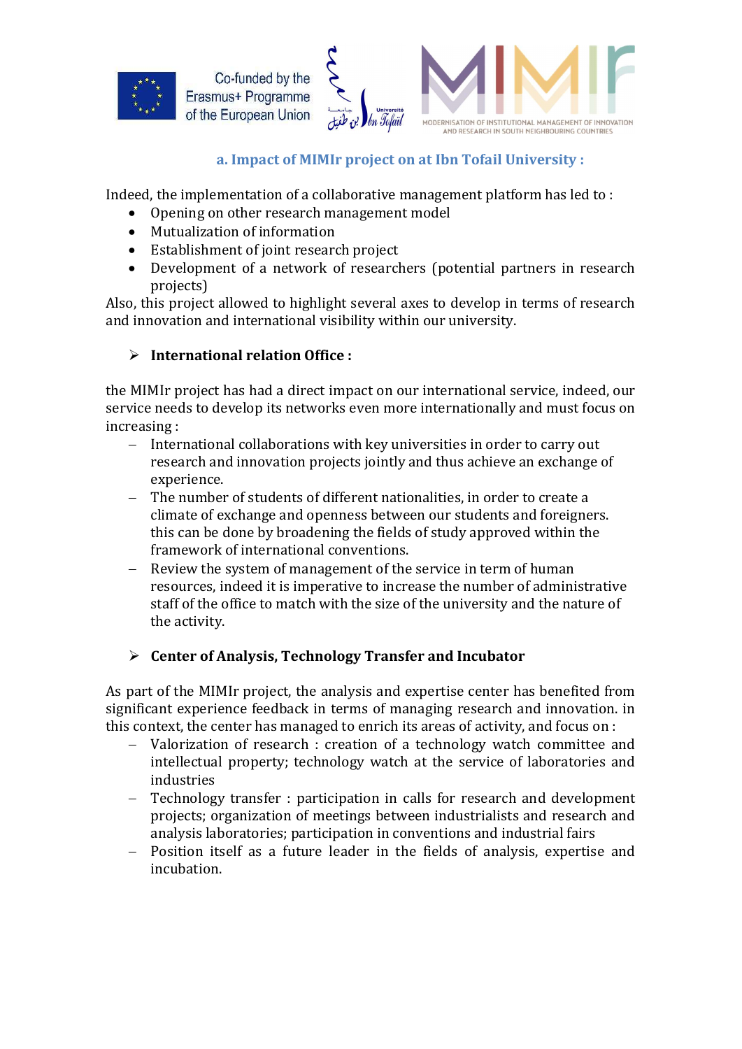### a. Impact of MIMIr project on at Ibn Tofail University :

Indeed, the implementation of a collaborative management platform has led to :

- Opening on other research management model
- Mutualization of information
- Establishment of joint research project
- Development of a network of researchers (potential partners in research projects)

Also, this project allowed to highlight several axes to develop in terms of research and innovation and international visibility within our university.

- **International relation Office :**

the MIMIr project has had a direct impact on our international service, indeed, our service needs to develop its networks even more internationally and must focus on increasing :

- International collaborations with key universities in order to carry out research and innovation projects jointly and thus achieve an exchange of experience.
- The number of students of different nationalities, in order to create a climate of exchange and openness between our students and foreigners. this can be done by broadening the fields of study approved within the framework of international conventions.
- Review the system of management of the service in term of human resources, indeed it is imperative to increase the number of administrative staff of the office to match with the size of the university and the nature of the activity.

- **Center of Analysis, Technology Transfer and Incubator**

As part of the MIMIr project, the analysis and expertise center has benefited from significant experience feedback in terms of managing research and innovation. in this context, the center has managed to enrich its areas of activity, and focus on :

- Valorization of research : creation of a technology watch committee and intellectual property; technology watch at the service of laboratories and industries
- Technology transfer : participation in calls for research and development projects; organization of meetings between industrialists and research and analysis laboratories; participation in conventions and industrial fairs
- Position itself as a future leader in the fields of analysis, expertise and incubation.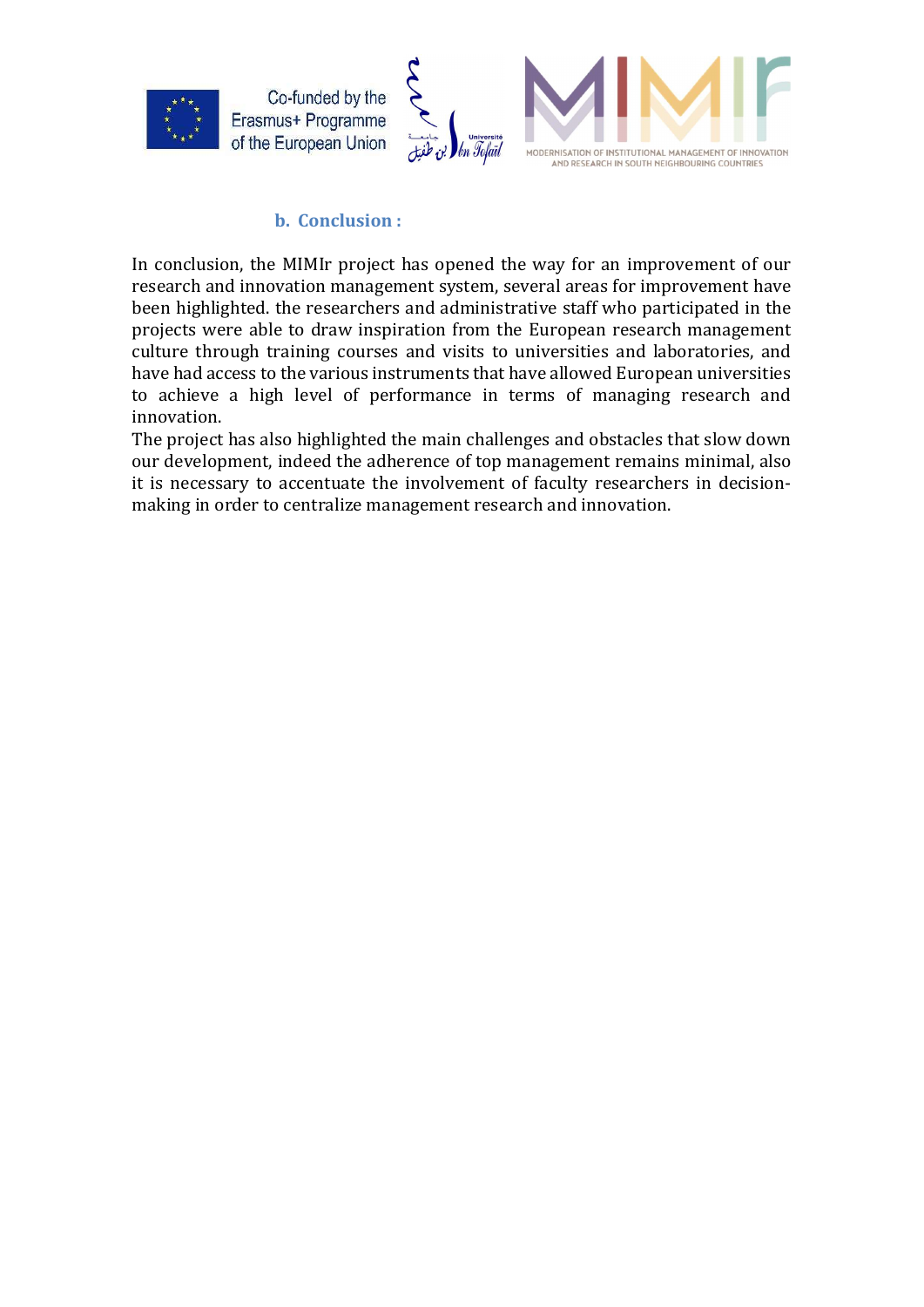### b. Conclusion :

In conclusion, the MIMIr project has opened the way for an improvement of our research and innovation management system, several areas for improvement have been highlighted. the researchers and administrative staff who participated in the projects were able to draw inspiration from the European research management culture through training courses and visits to universities and laboratories, and have had access to the various instruments that have allowed European universities to achieve a high level of performance in terms of managing research and innovation.

The project has also highlighted the main challenges and obstacles that slow down our development, indeed the adherence of top management remains minimal, also it is necessary to accentuate the involvement of faculty researchers in decision-making in order to centralize management research and innovation.